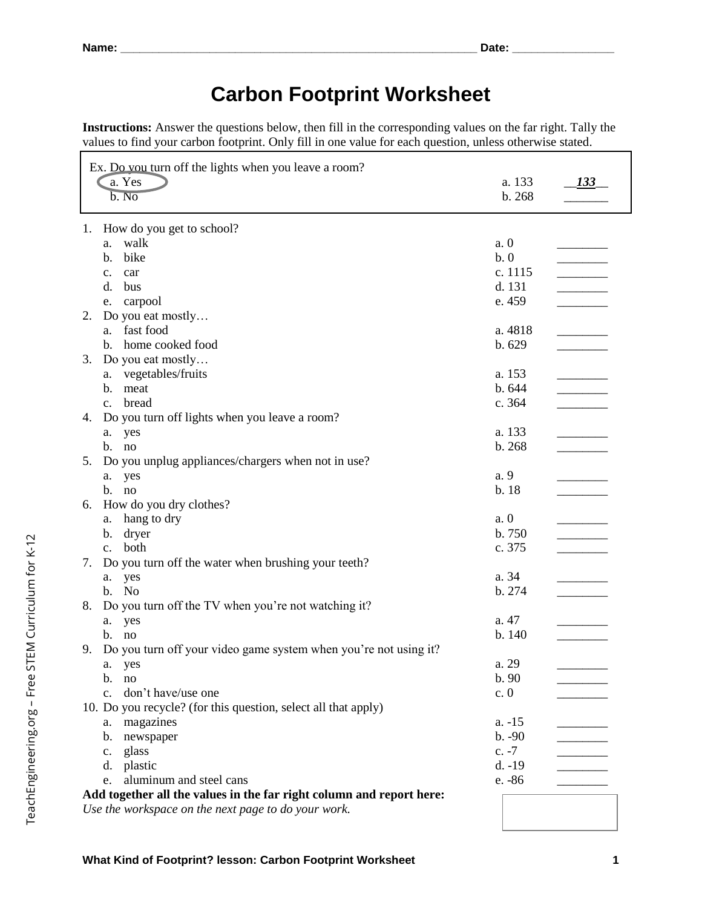Name: ______________________________________________________________ Date: __________________

# Carbon Footprint Worksheet

**Instructions:** Answer the questions below, then fill in the corresponding values on the far right. Tally the values to find your carbon footprint. Only fill in one value for each question, unless otherwise stated.

Ex. Do you turn off the lights when you leave a room?
- a. Yes — a. 133 — ***133***
- b. No — b. 268 — _______

1. How do you get to school?
   - a. walk — a. 0 — ________
   - b. bike — b. 0 — ________
   - c. car — c. 1115 — ________
   - d. bus — d. 131 — ________
   - e. carpool — e. 459 — ________
2. Do you eat mostly…
   - a. fast food — a. 4818 — ________
   - b. home cooked food — b. 629 — ________
3. Do you eat mostly…
   - a. vegetables/fruits — a. 153 — ________
   - b. meat — b. 644 — ________
   - c. bread — c. 364 — ________
4. Do you turn off lights when you leave a room?
   - a. yes — a. 133 — ________
   - b. no — b. 268 — ________
5. Do you unplug appliances/chargers when not in use?
   - a. yes — a. 9 — ________
   - b. no — b. 18 — ________
6. How do you dry clothes?
   - a. hang to dry — a. 0 — ________
   - b. dryer — b. 750 — ________
   - c. both — c. 375 — ________
7. Do you turn off the water when brushing your teeth?
   - a. yes — a. 34 — ________
   - b. No — b. 274 — ________
8. Do you turn off the TV when you're not watching it?
   - a. yes — a. 47 — ________
   - b. no — b. 140 — ________
9. Do you turn off your video game system when you're not using it?
   - a. yes — a. 29 — ________
   - b. no — b. 90 — ________
   - c. don't have/use one — c. 0 — ________
10. Do you recycle? (for this question, select all that apply)
    - a. magazines — a. -15 — ________
    - b. newspaper — b. -90 — ________
    - c. glass — c. -7 — ________
    - d. plastic — d. -19 — ________
    - e. aluminum and steel cans — e. -86 — ________

**Add together all the values in the far right column and report here:**

*Use the workspace on the next page to do your work.*

[ ]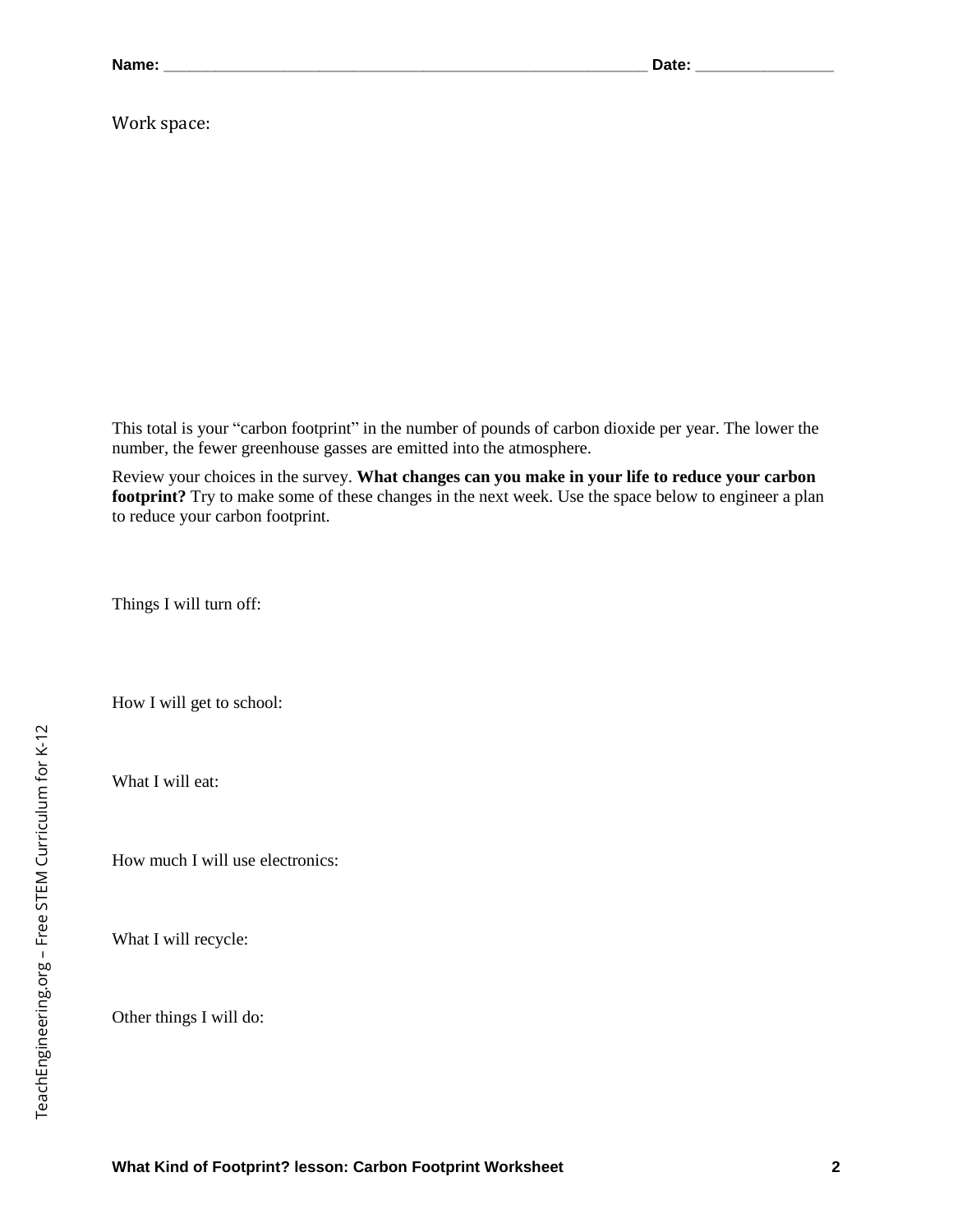**Name:** ___________________________________________________________ **Date:** ________________

Work space:

This total is your "carbon footprint" in the number of pounds of carbon dioxide per year. The lower the number, the fewer greenhouse gasses are emitted into the atmosphere.

Review your choices in the survey. **What changes can you make in your life to reduce your carbon footprint?** Try to make some of these changes in the next week. Use the space below to engineer a plan to reduce your carbon footprint.

Things I will turn off:

How I will get to school:

What I will eat:

How much I will use electronics:

What I will recycle:

Other things I will do: